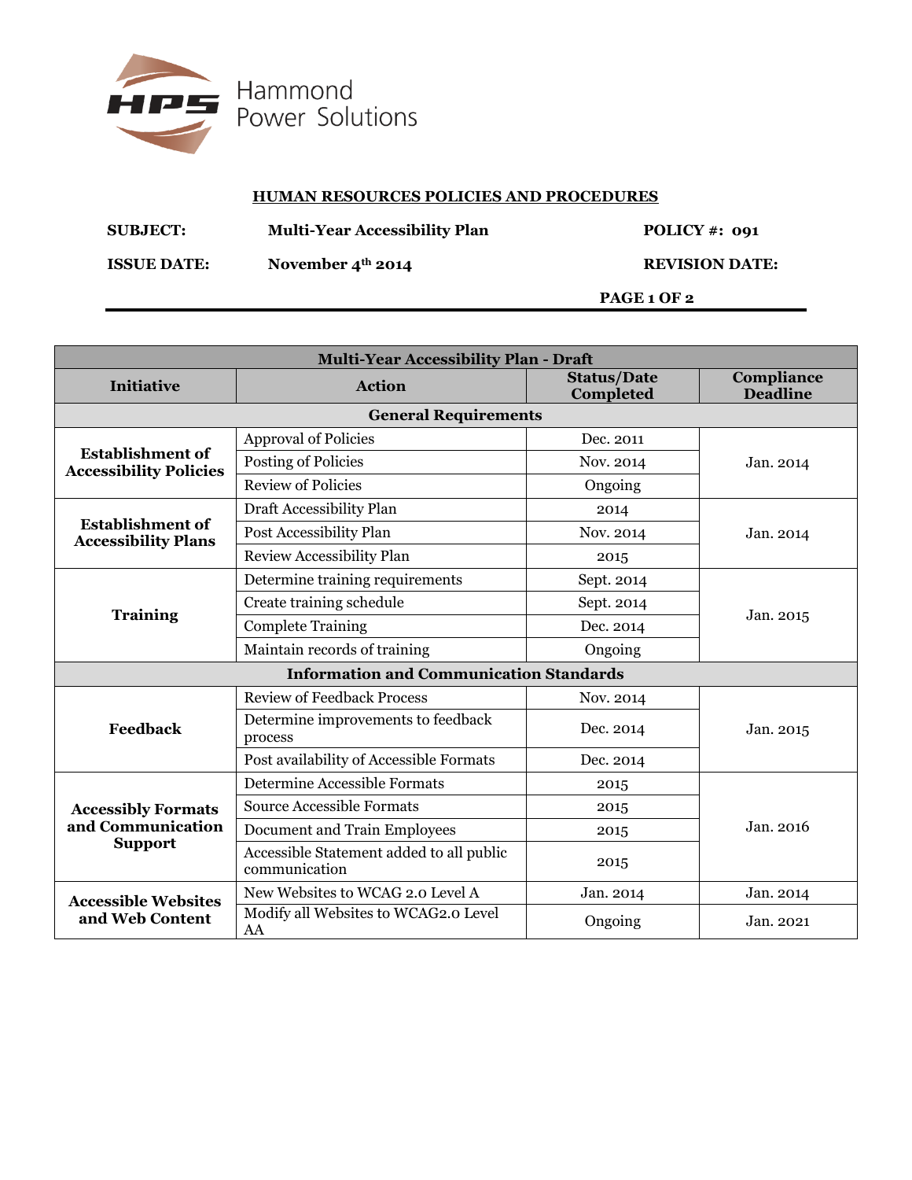Hammond Power Solutions

## HUMAN RESOURCES POLICIES AND PROCEDURES

**SUBJECT:** Multi-Year Accessibility Plan **POLICY #:** 091

**ISSUE DATE:** November 4th 2014 **REVISION DATE:**

**PAGE 1 OF 2**

| Multi-Year Accessibility Plan - Draft | | | |
|---|---|---|---|
| **Initiative** | **Action** | **Status/Date Completed** | **Compliance Deadline** |
| **General Requirements** | | | |
| **Establishment of Accessibility Policies** | Approval of Policies | Dec. 2011 | Jan. 2014 |
| | Posting of Policies | Nov. 2014 | |
| | Review of Policies | Ongoing | |
| **Establishment of Accessibility Plans** | Draft Accessibility Plan | 2014 | Jan. 2014 |
| | Post Accessibility Plan | Nov. 2014 | |
| | Review Accessibility Plan | 2015 | |
| **Training** | Determine training requirements | Sept. 2014 | Jan. 2015 |
| | Create training schedule | Sept. 2014 | |
| | Complete Training | Dec. 2014 | |
| | Maintain records of training | Ongoing | |
| **Information and Communication Standards** | | | |
| **Feedback** | Review of Feedback Process | Nov. 2014 | Jan. 2015 |
| | Determine improvements to feedback process | Dec. 2014 | |
| | Post availability of Accessible Formats | Dec. 2014 | |
| **Accessibly Formats and Communication Support** | Determine Accessible Formats | 2015 | Jan. 2016 |
| | Source Accessible Formats | 2015 | |
| | Document and Train Employees | 2015 | |
| | Accessible Statement added to all public communication | 2015 | |
| **Accessible Websites and Web Content** | New Websites to WCAG 2.0 Level A | Jan. 2014 | Jan. 2014 |
| | Modify all Websites to WCAG2.0 Level AA | Ongoing | Jan. 2021 |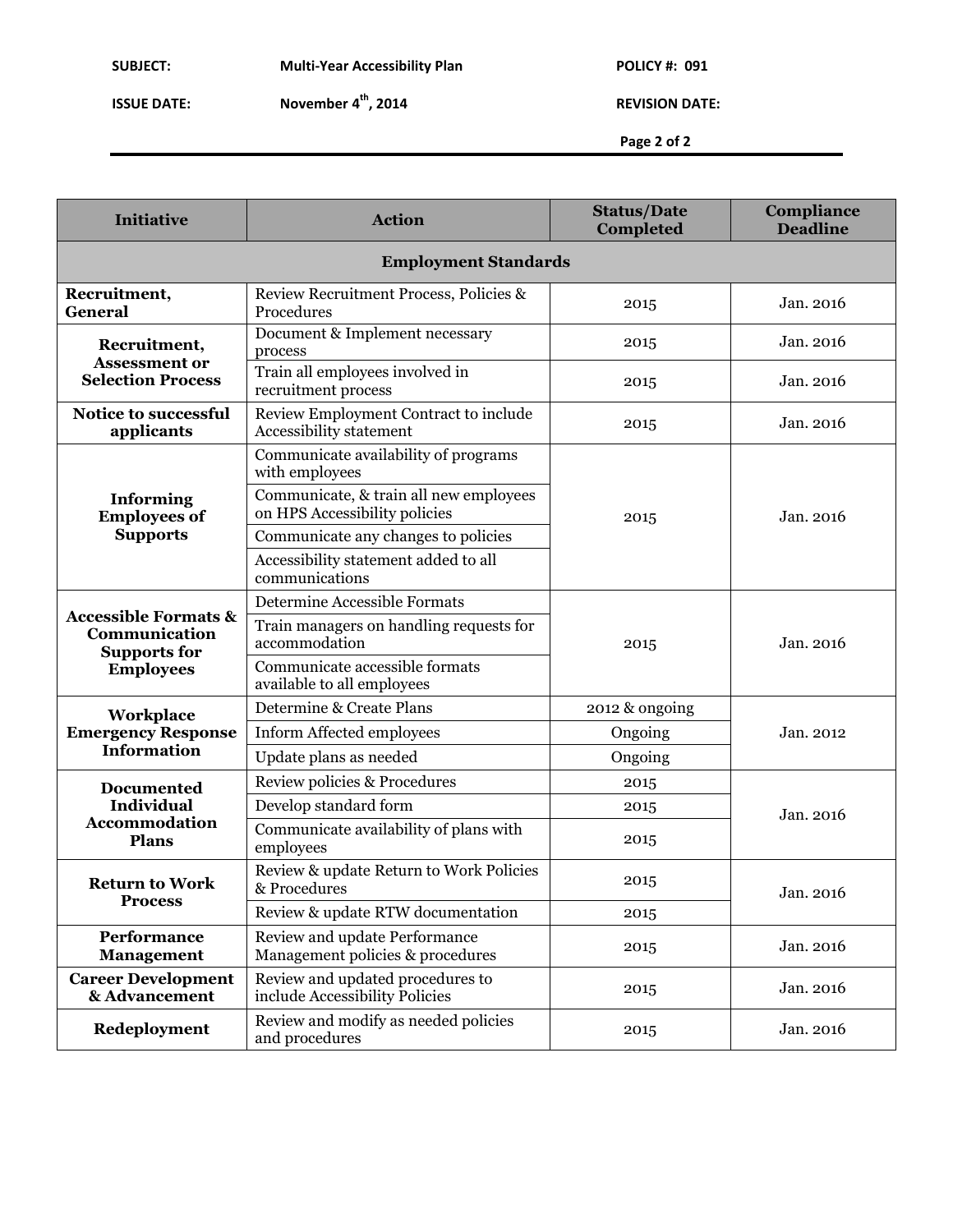| Initiative | Action | Status/Date Completed | Compliance Deadline |
|---|---|---|---|
| **Employment Standards** | | | |
| **Recruitment, General** | Review Recruitment Process, Policies & Procedures | 2015 | Jan. 2016 |
| **Recruitment, Assessment or Selection Process** | Document & Implement necessary process | 2015 | Jan. 2016 |
| | Train all employees involved in recruitment process | 2015 | Jan. 2016 |
| **Notice to successful applicants** | Review Employment Contract to include Accessibility statement | 2015 | Jan. 2016 |
| **Informing Employees of Supports** | Communicate availability of programs with employees | 2015 | Jan. 2016 |
| | Communicate, & train all new employees on HPS Accessibility policies | | |
| | Communicate any changes to policies | | |
| | Accessibility statement added to all communications | | |
| **Accessible Formats & Communication Supports for Employees** | Determine Accessible Formats | 2015 | Jan. 2016 |
| | Train managers on handling requests for accommodation | | |
| | Communicate accessible formats available to all employees | | |
| **Workplace Emergency Response Information** | Determine & Create Plans | 2012 & ongoing | Jan. 2012 |
| | Inform Affected employees | Ongoing | |
| | Update plans as needed | Ongoing | |
| **Documented Individual Accommodation Plans** | Review policies & Procedures | 2015 | Jan. 2016 |
| | Develop standard form | 2015 | |
| | Communicate availability of plans with employees | 2015 | |
| **Return to Work Process** | Review & update Return to Work Policies & Procedures | 2015 | Jan. 2016 |
| | Review & update RTW documentation | 2015 | |
| **Performance Management** | Review and update Performance Management policies & procedures | 2015 | Jan. 2016 |
| **Career Development & Advancement** | Review and updated procedures to include Accessibility Policies | 2015 | Jan. 2016 |
| **Redeployment** | Review and modify as needed policies and procedures | 2015 | Jan. 2016 |